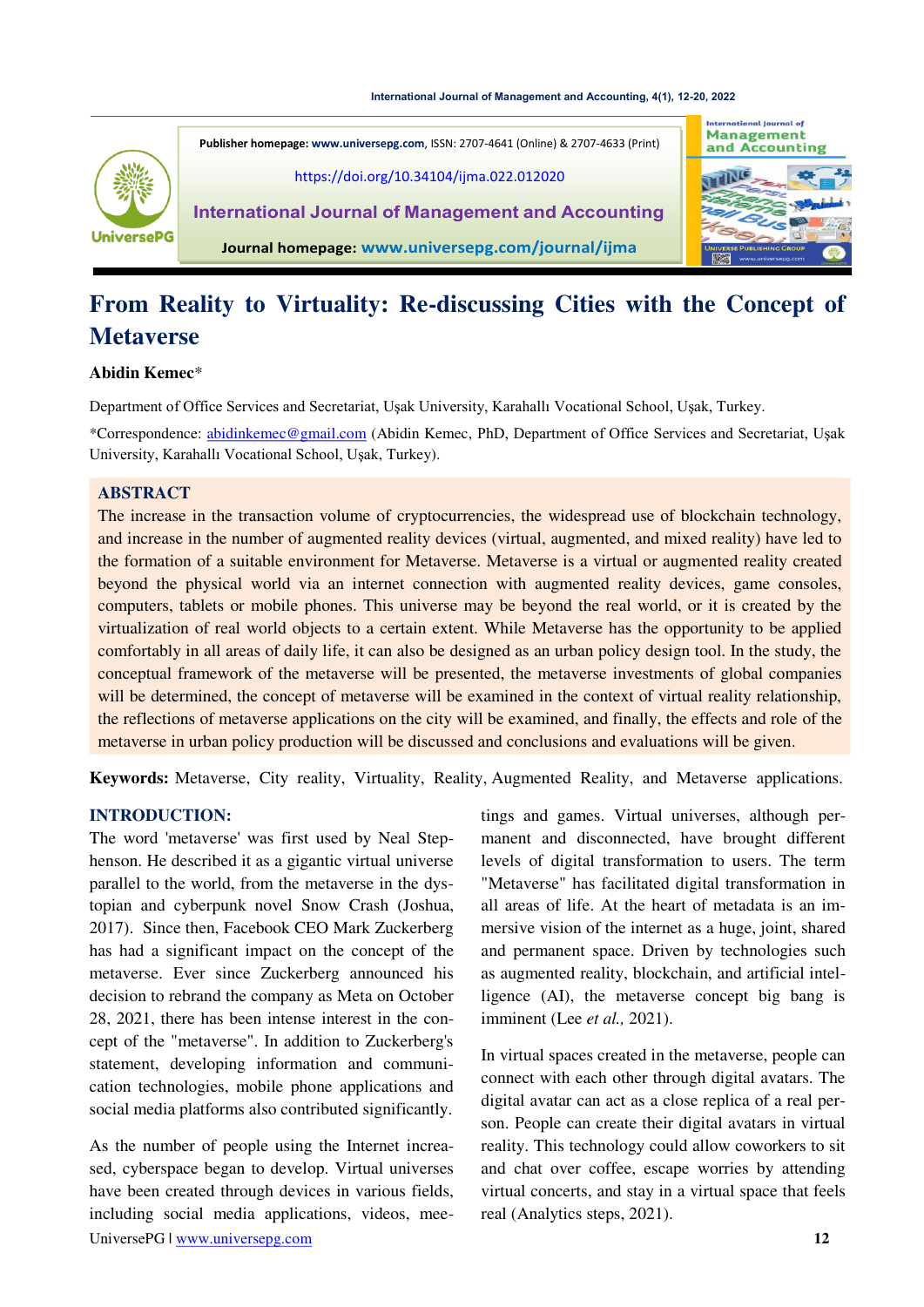Publisher homepage: www.universepg.com, ISSN: 2707-4641 (Online) & 2707-4633 (Print)

https://doi.org/10.34104/ijma.022.012020

International Journal of Management and Accounting

Journal homepage: www.universepg.com/journal/ijma

# From Reality to Virtuality: Re-discussing Cities with the Concept of Metaverse

**Abidin Kemec***

Department of Office Services and Secretariat, Uşak University, Karahallı Vocational School, Uşak, Turkey.

*Correspondence: abidinkemec@gmail.com (Abidin Kemec, PhD, Department of Office Services and Secretariat, Uşak University, Karahallı Vocational School, Uşak, Turkey).

## ABSTRACT

The increase in the transaction volume of cryptocurrencies, the widespread use of blockchain technology, and increase in the number of augmented reality devices (virtual, augmented, and mixed reality) have led to the formation of a suitable environment for Metaverse. Metaverse is a virtual or augmented reality created beyond the physical world via an internet connection with augmented reality devices, game consoles, computers, tablets or mobile phones. This universe may be beyond the real world, or it is created by the virtualization of real world objects to a certain extent. While Metaverse has the opportunity to be applied comfortably in all areas of daily life, it can also be designed as an urban policy design tool. In the study, the conceptual framework of the metaverse will be presented, the metaverse investments of global companies will be determined, the concept of metaverse will be examined in the context of virtual reality relationship, the reflections of metaverse applications on the city will be examined, and finally, the effects and role of the metaverse in urban policy production will be discussed and conclusions and evaluations will be given.

**Keywords:** Metaverse, City reality, Virtuality, Reality, Augmented Reality, and Metaverse applications.

## INTRODUCTION:

The word 'metaverse' was first used by Neal Stephenson. He described it as a gigantic virtual universe parallel to the world, from the metaverse in the dystopian and cyberpunk novel Snow Crash (Joshua, 2017). Since then, Facebook CEO Mark Zuckerberg has had a significant impact on the concept of the metaverse. Ever since Zuckerberg announced his decision to rebrand the company as Meta on October 28, 2021, there has been intense interest in the concept of the "metaverse". In addition to Zuckerberg's statement, developing information and communication technologies, mobile phone applications and social media platforms also contributed significantly.

As the number of people using the Internet increased, cyberspace began to develop. Virtual universes have been created through devices in various fields, including social media applications, videos, meetings and games. Virtual universes, although permanent and disconnected, have brought different levels of digital transformation to users. The term "Metaverse" has facilitated digital transformation in all areas of life. At the heart of metadata is an immersive vision of the internet as a huge, joint, shared and permanent space. Driven by technologies such as augmented reality, blockchain, and artificial intelligence (AI), the metaverse concept big bang is imminent (Lee *et al.,* 2021).

In virtual spaces created in the metaverse, people can connect with each other through digital avatars. The digital avatar can act as a close replica of a real person. People can create their digital avatars in virtual reality. This technology could allow coworkers to sit and chat over coffee, escape worries by attending virtual concerts, and stay in a virtual space that feels real (Analytics steps, 2021).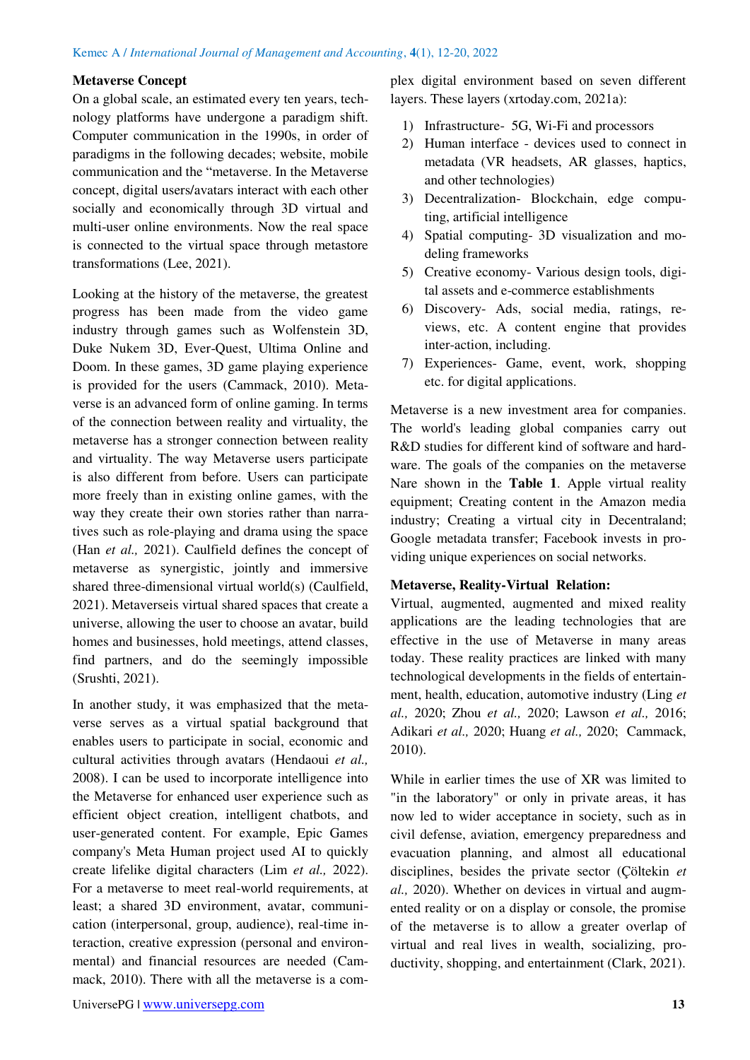**Metaverse Concept**

On a global scale, an estimated every ten years, technology platforms have undergone a paradigm shift. Computer communication in the 1990s, in order of paradigms in the following decades; website, mobile communication and the "metaverse. In the Metaverse concept, digital users/avatars interact with each other socially and economically through 3D virtual and multi-user online environments. Now the real space is connected to the virtual space through metastore transformations (Lee, 2021).

Looking at the history of the metaverse, the greatest progress has been made from the video game industry through games such as Wolfenstein 3D, Duke Nukem 3D, Ever-Quest, Ultima Online and Doom. In these games, 3D game playing experience is provided for the users (Cammack, 2010). Metaverse is an advanced form of online gaming. In terms of the connection between reality and virtuality, the metaverse has a stronger connection between reality and virtuality. The way Metaverse users participate is also different from before. Users can participate more freely than in existing online games, with the way they create their own stories rather than narratives such as role-playing and drama using the space (Han *et al.,* 2021). Caulfield defines the concept of metaverse as synergistic, jointly and immersive shared three-dimensional virtual world(s) (Caulfield, 2021). Metaverseis virtual shared spaces that create a universe, allowing the user to choose an avatar, build homes and businesses, hold meetings, attend classes, find partners, and do the seemingly impossible (Srushti, 2021).

In another study, it was emphasized that the metaverse serves as a virtual spatial background that enables users to participate in social, economic and cultural activities through avatars (Hendaoui *et al.,* 2008). I can be used to incorporate intelligence into the Metaverse for enhanced user experience such as efficient object creation, intelligent chatbots, and user-generated content. For example, Epic Games company's Meta Human project used AI to quickly create lifelike digital characters (Lim *et al.,* 2022). For a metaverse to meet real-world requirements, at least; a shared 3D environment, avatar, communication (interpersonal, group, audience), real-time interaction, creative expression (personal and environmental) and financial resources are needed (Cammack, 2010). There with all the metaverse is a complex digital environment based on seven different layers. These layers (xrtoday.com, 2021a):

1) Infrastructure- 5G, Wi-Fi and processors
2) Human interface - devices used to connect in metadata (VR headsets, AR glasses, haptics, and other technologies)
3) Decentralization- Blockchain, edge computing, artificial intelligence
4) Spatial computing- 3D visualization and modeling frameworks
5) Creative economy- Various design tools, digital assets and e-commerce establishments
6) Discovery- Ads, social media, ratings, reviews, etc. A content engine that provides inter-action, including.
7) Experiences- Game, event, work, shopping etc. for digital applications.

Metaverse is a new investment area for companies. The world's leading global companies carry out R&D studies for different kind of software and hardware. The goals of the companies on the metaverse Nare shown in the **Table 1**. Apple virtual reality equipment; Creating content in the Amazon media industry; Creating a virtual city in Decentraland; Google metadata transfer; Facebook invests in providing unique experiences on social networks.

**Metaverse, Reality-Virtual Relation:**

Virtual, augmented, augmented and mixed reality applications are the leading technologies that are effective in the use of Metaverse in many areas today. These reality practices are linked with many technological developments in the fields of entertainment, health, education, automotive industry (Ling *et al.,* 2020; Zhou *et al.,* 2020; Lawson *et al.,* 2016; Adikari *et al.,* 2020; Huang *et al.,* 2020; Cammack, 2010).

While in earlier times the use of XR was limited to "in the laboratory" or only in private areas, it has now led to wider acceptance in society, such as in civil defense, aviation, emergency preparedness and evacuation planning, and almost all educational disciplines, besides the private sector (Çöltekin *et al.,* 2020). Whether on devices in virtual and augmented reality or on a display or console, the promise of the metaverse is to allow a greater overlap of virtual and real lives in wealth, socializing, productivity, shopping, and entertainment (Clark, 2021).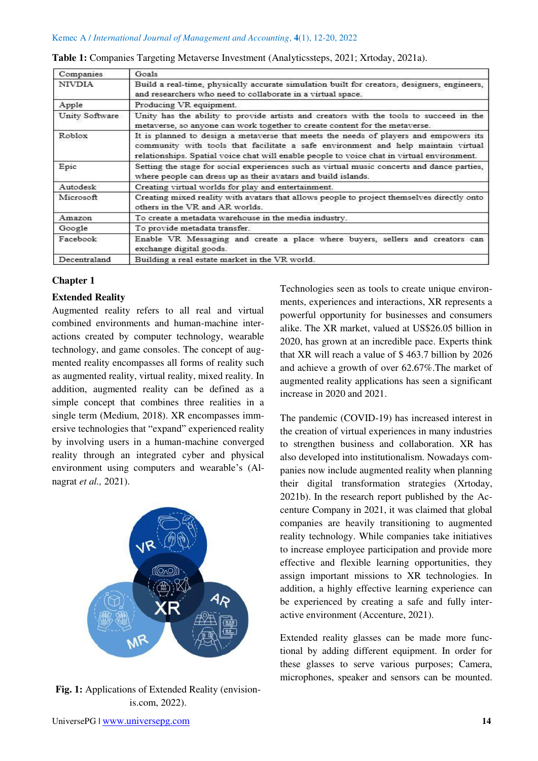**Table 1:** Companies Targeting Metaverse Investment (Analyticssteps, 2021; Xrtoday, 2021a).

| Companies | Goals |
|---|---|
| NIVDIA | Build a real-time, physically accurate simulation built for creators, designers, engineers, and researchers who need to collaborate in a virtual space. |
| Apple | Producing VR equipment. |
| Unity Software | Unity has the ability to provide artists and creators with the tools to succeed in the metaverse, so anyone can work together to create content for the metaverse. |
| Roblox | It is planned to design a metaverse that meets the needs of players and empowers its community with tools that facilitate a safe environment and help maintain virtual relationships. Spatial voice chat will enable people to voice chat in virtual environment. |
| Epic | Setting the stage for social experiences such as virtual music concerts and dance parties, where people can dress up as their avatars and build islands. |
| Autodesk | Creating virtual worlds for play and entertainment. |
| Microsoft | Creating mixed reality with avatars that allows people to project themselves directly onto others in the VR and AR worlds. |
| Amazon | To create a metadata warehouse in the media industry. |
| Google | To provide metadata transfer. |
| Facebook | Enable VR Messaging and create a place where buyers, sellers and creators can exchange digital goods. |
| Decentraland | Building a real estate market in the VR world. |

## Chapter 1

### Extended Reality

Augmented reality refers to all real and virtual combined environments and human-machine interactions created by computer technology, wearable technology, and game consoles. The concept of augmented reality encompasses all forms of reality such as augmented reality, virtual reality, mixed reality. In addition, augmented reality can be defined as a simple concept that combines three realities in a single term (Medium, 2018). XR encompasses immersive technologies that "expand" experienced reality by involving users in a human-machine converged reality through an integrated cyber and physical environment using computers and wearable's (Alnagrat *et al.,* 2021).

**Fig. 1:** Applications of Extended Reality (envision-is.com, 2022).

Technologies seen as tools to create unique environments, experiences and interactions, XR represents a powerful opportunity for businesses and consumers alike. The XR market, valued at US$26.05 billion in 2020, has grown at an incredible pace. Experts think that XR will reach a value of $ 463.7 billion by 2026 and achieve a growth of over 62.67%.The market of augmented reality applications has seen a significant increase in 2020 and 2021.

The pandemic (COVID-19) has increased interest in the creation of virtual experiences in many industries to strengthen business and collaboration. XR has also developed into institutionalism. Nowadays companies now include augmented reality when planning their digital transformation strategies (Xrtoday, 2021b). In the research report published by the Accenture Company in 2021, it was claimed that global companies are heavily transitioning to augmented reality technology. While companies take initiatives to increase employee participation and provide more effective and flexible learning opportunities, they assign important missions to XR technologies. In addition, a highly effective learning experience can be experienced by creating a safe and fully interactive environment (Accenture, 2021).

Extended reality glasses can be made more functional by adding different equipment. In order for these glasses to serve various purposes; Camera, microphones, speaker and sensors can be mounted.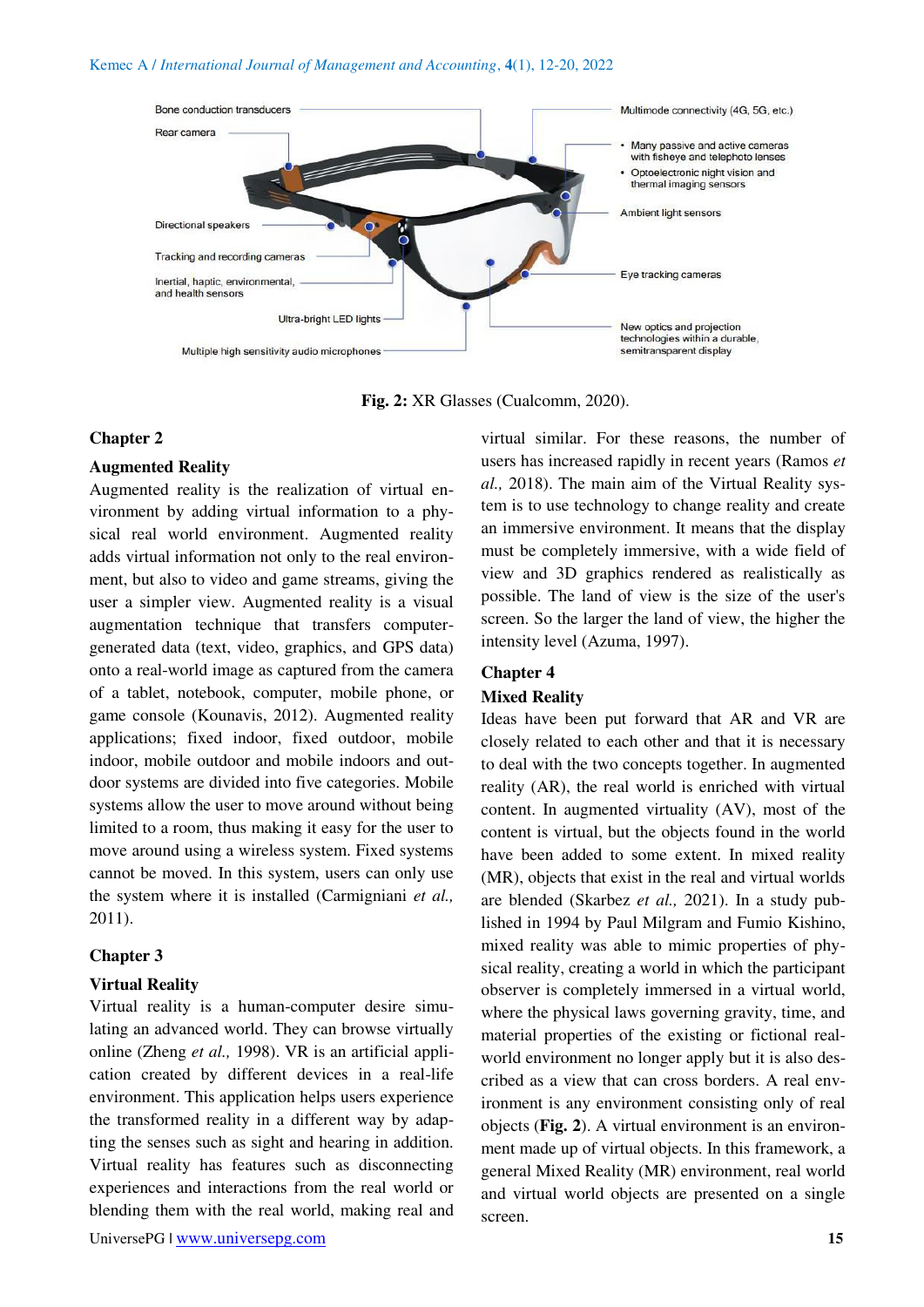Bone conduction transducers

Rear camera

Directional speakers

Tracking and recording cameras

Inertial, haptic, environmental, and health sensors

Ultra-bright LED lights

Multiple high sensitivity audio microphones

Multimode connectivity (4G, 5G, etc.)

- Many passive and active cameras with fisheye and telephoto lenses
- Optoelectronic night vision and thermal imaging sensors

Ambient light sensors

Eye tracking cameras

New optics and projection technologies within a durable, semitransparent display

**Fig. 2:** XR Glasses (Cualcomm, 2020).

## Chapter 2

### Augmented Reality

Augmented reality is the realization of virtual environment by adding virtual information to a physical real world environment. Augmented reality adds virtual information not only to the real environment, but also to video and game streams, giving the user a simpler view. Augmented reality is a visual augmentation technique that transfers computer-generated data (text, video, graphics, and GPS data) onto a real-world image as captured from the camera of a tablet, notebook, computer, mobile phone, or game console (Kounavis, 2012). Augmented reality applications; fixed indoor, fixed outdoor, mobile indoor, mobile outdoor and mobile indoors and outdoor systems are divided into five categories. Mobile systems allow the user to move around without being limited to a room, thus making it easy for the user to move around using a wireless system. Fixed systems cannot be moved. In this system, users can only use the system where it is installed (Carmigniani *et al.,* 2011).

## Chapter 3

### Virtual Reality

Virtual reality is a human-computer desire simulating an advanced world. They can browse virtually online (Zheng *et al.,* 1998). VR is an artificial application created by different devices in a real-life environment. This application helps users experience the transformed reality in a different way by adapting the senses such as sight and hearing in addition. Virtual reality has features such as disconnecting experiences and interactions from the real world or blending them with the real world, making real and virtual similar. For these reasons, the number of users has increased rapidly in recent years (Ramos *et al.,* 2018). The main aim of the Virtual Reality system is to use technology to change reality and create an immersive environment. It means that the display must be completely immersive, with a wide field of view and 3D graphics rendered as realistically as possible. The land of view is the size of the user's screen. So the larger the land of view, the higher the intensity level (Azuma, 1997).

## Chapter 4

### Mixed Reality

Ideas have been put forward that AR and VR are closely related to each other and that it is necessary to deal with the two concepts together. In augmented reality (AR), the real world is enriched with virtual content. In augmented virtuality (AV), most of the content is virtual, but the objects found in the world have been added to some extent. In mixed reality (MR), objects that exist in the real and virtual worlds are blended (Skarbez *et al.,* 2021). In a study published in 1994 by Paul Milgram and Fumio Kishino, mixed reality was able to mimic properties of physical reality, creating a world in which the participant observer is completely immersed in a virtual world, where the physical laws governing gravity, time, and material properties of the existing or fictional real-world environment no longer apply but it is also described as a view that can cross borders. A real environment is any environment consisting only of real objects (**Fig. 2**). A virtual environment is an environment made up of virtual objects. In this framework, a general Mixed Reality (MR) environment, real world and virtual world objects are presented on a single screen.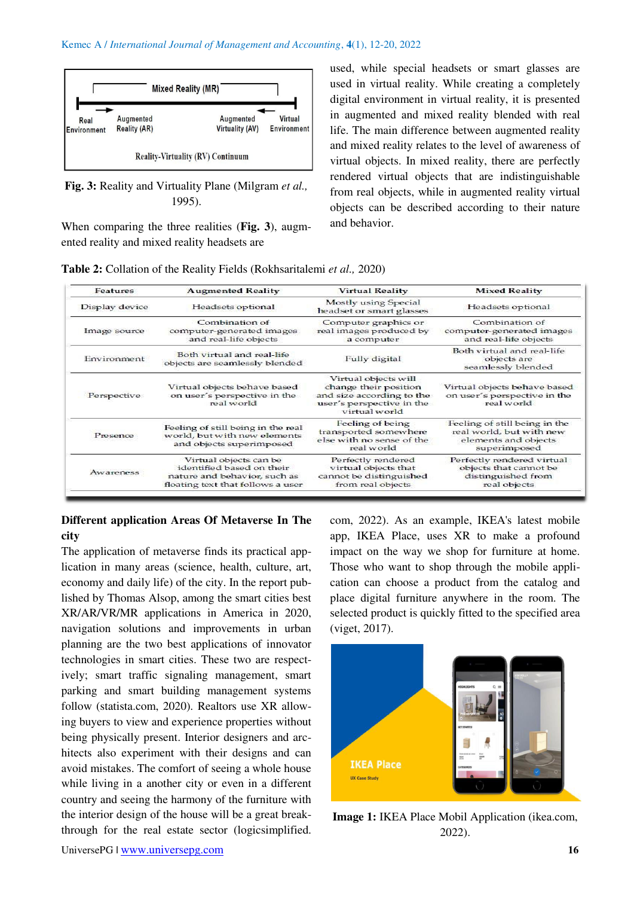**Fig. 3:** Reality and Virtuality Plane (Milgram *et al.,* 1995).

When comparing the three realities (**Fig. 3**), augmented reality and mixed reality headsets are used, while special headsets or smart glasses are used in virtual reality. While creating a completely digital environment in virtual reality, it is presented in augmented and mixed reality blended with real life. The main difference between augmented reality and mixed reality relates to the level of awareness of virtual objects. In mixed reality, there are perfectly rendered virtual objects that are indistinguishable from real objects, while in augmented reality virtual objects can be described according to their nature and behavior.

**Table 2:** Collation of the Reality Fields (Rokhsaritalemi *et al.,* 2020)

| Features | Augmented Reality | Virtual Reality | Mixed Reality |
|---|---|---|---|
| Display device | Headsets optional | Mostly using Special headset or smart glasses | Headsets optional |
| Image source | Combination of computer-generated images and real-life objects | Computer graphics or real images produced by a computer | Combination of computer-generated images and real-life objects |
| Environment | Both virtual and real-life objects are seamlessly blended | Fully digital | Both virtual and real-life objects are seamlessly blended |
| Perspective | Virtual objects behave based on user´s perspective in the real world | Virtual objects will change their position and size according to the user´s perspective in the virtual world | Virtual objects behave based on user´s perspective in the real world |
| Presence | Feeling of still being in the real world, but with new elements and objects superimposed | Feeling of being transported somewhere else with no sense of the real world | Feeling of still being in the real world, but with new elements and objects superimposed |
| Awareness | Virtual objects can be identified based on their nature and behavior, such as floating text that follows a user | Perfectly rendered virtual objects that cannot be distinguished from real objects | Perfectly rendered virtual objects that cannot be distinguished from real objects |

## Different application Areas Of Metaverse In The city

The application of metaverse finds its practical application in many areas (science, health, culture, art, economy and daily life) of the city. In the report published by Thomas Alsop, among the smart cities best XR/AR/VR/MR applications in America in 2020, navigation solutions and improvements in urban planning are the two best applications of innovator technologies in smart cities. These two are respectively; smart traffic signaling management, smart parking and smart building management systems follow (statista.com, 2020). Realtors use XR allowing buyers to view and experience properties without being physically present. Interior designers and architects also experiment with their designs and can avoid mistakes. The comfort of seeing a whole house while living in a another city or even in a different country and seeing the harmony of the furniture with the interior design of the house will be a great breakthrough for the real estate sector (logicsimplified.com, 2022). As an example, IKEA's latest mobile app, IKEA Place, uses XR to make a profound impact on the way we shop for furniture at home. Those who want to shop through the mobile application can choose a product from the catalog and place digital furniture anywhere in the room. The selected product is quickly fitted to the specified area (viget, 2017).

**Image 1:** IKEA Place Mobil Application (ikea.com, 2022).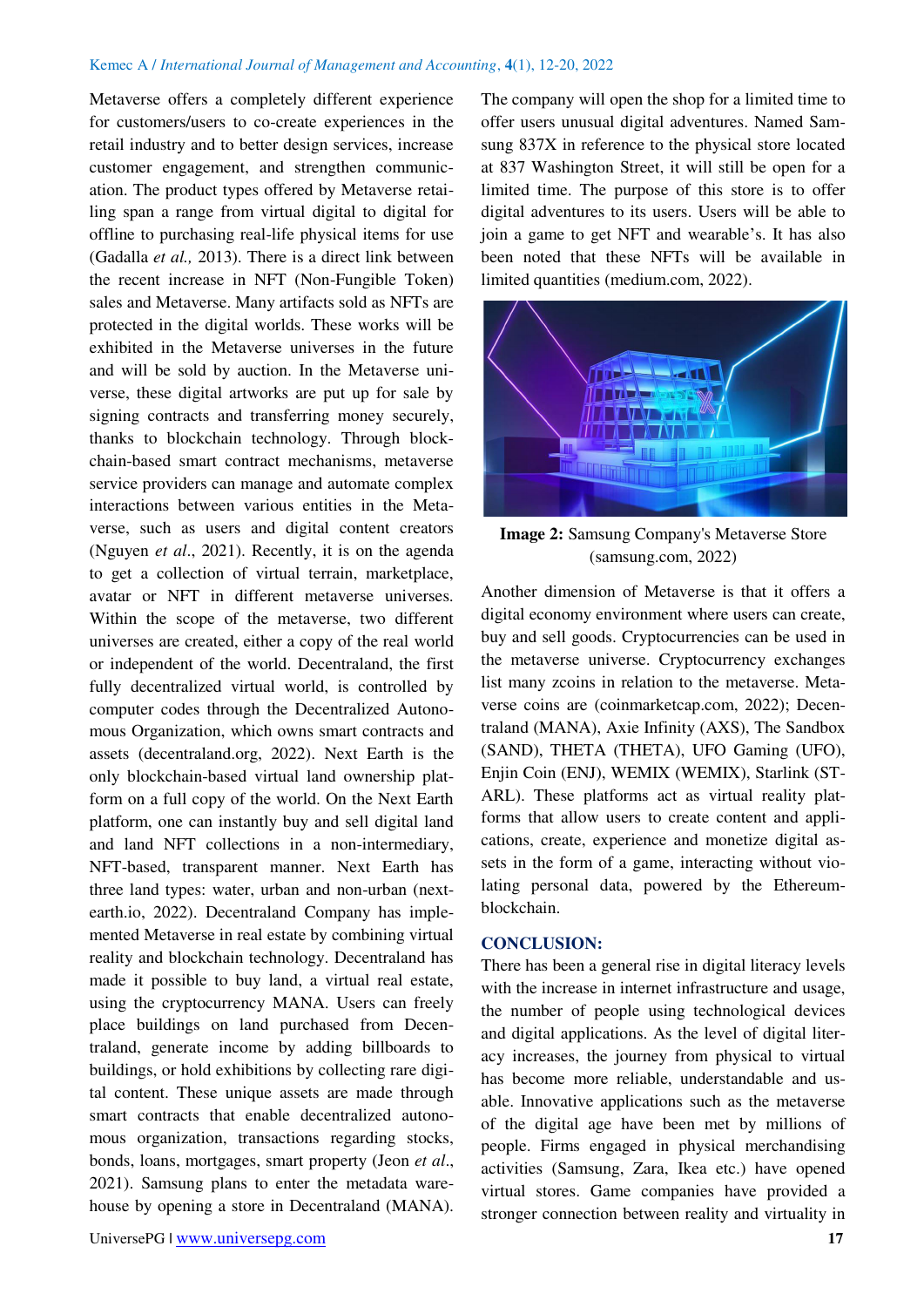Metaverse offers a completely different experience for customers/users to co-create experiences in the retail industry and to better design services, increase customer engagement, and strengthen communication. The product types offered by Metaverse retailing span a range from virtual digital to digital for offline to purchasing real-life physical items for use (Gadalla *et al.,* 2013). There is a direct link between the recent increase in NFT (Non-Fungible Token) sales and Metaverse. Many artifacts sold as NFTs are protected in the digital worlds. These works will be exhibited in the Metaverse universes in the future and will be sold by auction. In the Metaverse universe, these digital artworks are put up for sale by signing contracts and transferring money securely, thanks to blockchain technology. Through blockchain-based smart contract mechanisms, metaverse service providers can manage and automate complex interactions between various entities in the Metaverse, such as users and digital content creators (Nguyen *et al*., 2021). Recently, it is on the agenda to get a collection of virtual terrain, marketplace, avatar or NFT in different metaverse universes. Within the scope of the metaverse, two different universes are created, either a copy of the real world or independent of the world. Decentraland, the first fully decentralized virtual world, is controlled by computer codes through the Decentralized Autonomous Organization, which owns smart contracts and assets (decentraland.org, 2022). Next Earth is the only blockchain-based virtual land ownership platform on a full copy of the world. On the Next Earth platform, one can instantly buy and sell digital land and land NFT collections in a non-intermediary, NFT-based, transparent manner. Next Earth has three land types: water, urban and non-urban (next-earth.io, 2022). Decentraland Company has implemented Metaverse in real estate by combining virtual reality and blockchain technology. Decentraland has made it possible to buy land, a virtual real estate, using the cryptocurrency MANA. Users can freely place buildings on land purchased from Decentraland, generate income by adding billboards to buildings, or hold exhibitions by collecting rare digital content. These unique assets are made through smart contracts that enable decentralized autonomous organization, transactions regarding stocks, bonds, loans, mortgages, smart property (Jeon *et al*., 2021). Samsung plans to enter the metadata warehouse by opening a store in Decentraland (MANA). The company will open the shop for a limited time to offer users unusual digital adventures. Named Samsung 837X in reference to the physical store located at 837 Washington Street, it will still be open for a limited time. The purpose of this store is to offer digital adventures to its users. Users will be able to join a game to get NFT and wearable's. It has also been noted that these NFTs will be available in limited quantities (medium.com, 2022).

**Image 2:** Samsung Company's Metaverse Store (samsung.com, 2022)

Another dimension of Metaverse is that it offers a digital economy environment where users can create, buy and sell goods. Cryptocurrencies can be used in the metaverse universe. Cryptocurrency exchanges list many zcoins in relation to the metaverse. Metaverse coins are (coinmarketcap.com, 2022); Decentraland (MANA), Axie Infinity (AXS), The Sandbox (SAND), THETA (THETA), UFO Gaming (UFO), Enjin Coin (ENJ), WEMIX (WEMIX), Starlink (STARL). These platforms act as virtual reality platforms that allow users to create content and applications, create, experience and monetize digital assets in the form of a game, interacting without violating personal data, powered by the Ethereum-blockchain.

## CONCLUSION:

There has been a general rise in digital literacy levels with the increase in internet infrastructure and usage, the number of people using technological devices and digital applications. As the level of digital literacy increases, the journey from physical to virtual has become more reliable, understandable and usable. Innovative applications such as the metaverse of the digital age have been met by millions of people. Firms engaged in physical merchandising activities (Samsung, Zara, Ikea etc.) have opened virtual stores. Game companies have provided a stronger connection between reality and virtuality in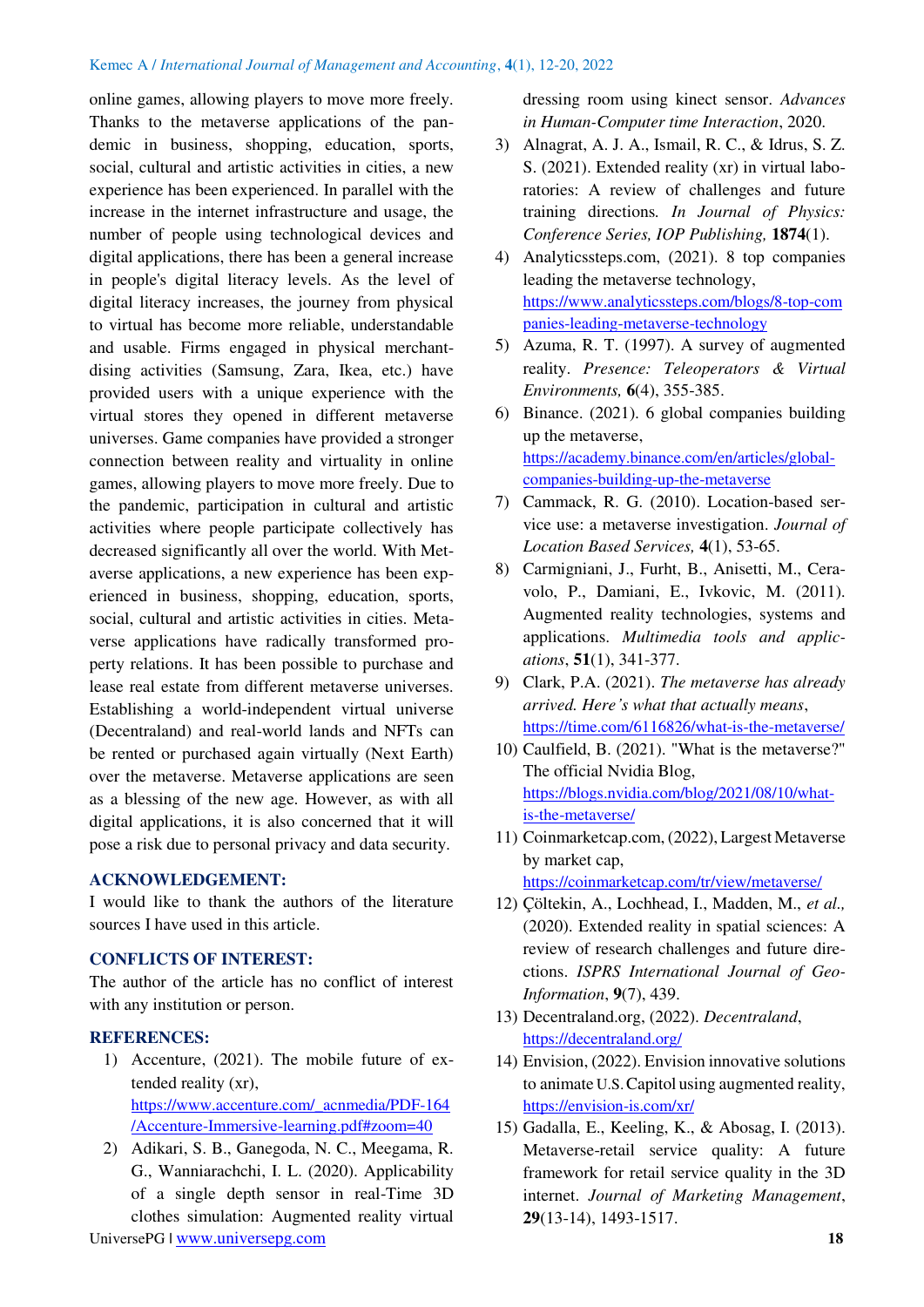online games, allowing players to move more freely. Thanks to the metaverse applications of the pandemic in business, shopping, education, sports, social, cultural and artistic activities in cities, a new experience has been experienced. In parallel with the increase in the internet infrastructure and usage, the number of people using technological devices and digital applications, there has been a general increase in people's digital literacy levels. As the level of digital literacy increases, the journey from physical to virtual has become more reliable, understandable and usable. Firms engaged in physical merchantdising activities (Samsung, Zara, Ikea, etc.) have provided users with a unique experience with the virtual stores they opened in different metaverse universes. Game companies have provided a stronger connection between reality and virtuality in online games, allowing players to move more freely. Due to the pandemic, participation in cultural and artistic activities where people participate collectively has decreased significantly all over the world. With Metaverse applications, a new experience has been experienced in business, shopping, education, sports, social, cultural and artistic activities in cities. Metaverse applications have radically transformed property relations. It has been possible to purchase and lease real estate from different metaverse universes. Establishing a world-independent virtual universe (Decentraland) and real-world lands and NFTs can be rented or purchased again virtually (Next Earth) over the metaverse. Metaverse applications are seen as a blessing of the new age. However, as with all digital applications, it is also concerned that it will pose a risk due to personal privacy and data security.

## ACKNOWLEDGEMENT:

I would like to thank the authors of the literature sources I have used in this article.

## CONFLICTS OF INTEREST:

The author of the article has no conflict of interest with any institution or person.

## REFERENCES:

1) Accenture, (2021). The mobile future of extended reality (xr), https://www.accenture.com/_acnmedia/PDF-164/Accenture-Immersive-learning.pdf#zoom=40
2) Adikari, S. B., Ganegoda, N. C., Meegama, R. G., Wanniarachchi, I. L. (2020). Applicability of a single depth sensor in real-Time 3D clothes simulation: Augmented reality virtual dressing room using kinect sensor. *Advances in Human-Computer time Interaction*, 2020.
3) Alnagrat, A. J. A., Ismail, R. C., & Idrus, S. Z. S. (2021). Extended reality (xr) in virtual laboratories: A review of challenges and future training directions. *In Journal of Physics: Conference Series, IOP Publishing,* **1874**(1).
4) Analyticssteps.com, (2021). 8 top companies leading the metaverse technology, https://www.analyticssteps.com/blogs/8-top-companies-leading-metaverse-technology
5) Azuma, R. T. (1997). A survey of augmented reality. *Presence: Teleoperators & Virtual Environments,* **6**(4), 355-385.
6) Binance. (2021). 6 global companies building up the metaverse, https://academy.binance.com/en/articles/global-companies-building-up-the-metaverse
7) Cammack, R. G. (2010). Location-based service use: a metaverse investigation. *Journal of Location Based Services,* **4**(1), 53-65.
8) Carmigniani, J., Furht, B., Anisetti, M., Ceravolo, P., Damiani, E., Ivkovic, M. (2011). Augmented reality technologies, systems and applications. *Multimedia tools and applications*, **51**(1), 341-377.
9) Clark, P.A. (2021). *The metaverse has already arrived. Here's what that actually means*, https://time.com/6116826/what-is-the-metaverse/
10) Caulfield, B. (2021). "What is the metaverse?" The official Nvidia Blog, https://blogs.nvidia.com/blog/2021/08/10/what-is-the-metaverse/
11) Coinmarketcap.com, (2022), Largest Metaverse by market cap, https://coinmarketcap.com/tr/view/metaverse/
12) Çöltekin, A., Lochhead, I., Madden, M., *et al.,* (2020). Extended reality in spatial sciences: A review of research challenges and future directions. *ISPRS International Journal of Geo-Information*, **9**(7), 439.
13) Decentraland.org, (2022). *Decentraland*, https://decentraland.org/
14) Envision, (2022). Envision innovative solutions to animate U.S. Capitol using augmented reality, https://envision-is.com/xr/
15) Gadalla, E., Keeling, K., & Abosag, I. (2013). Metaverse-retail service quality: A future framework for retail service quality in the 3D internet. *Journal of Marketing Management*, **29**(13-14), 1493-1517.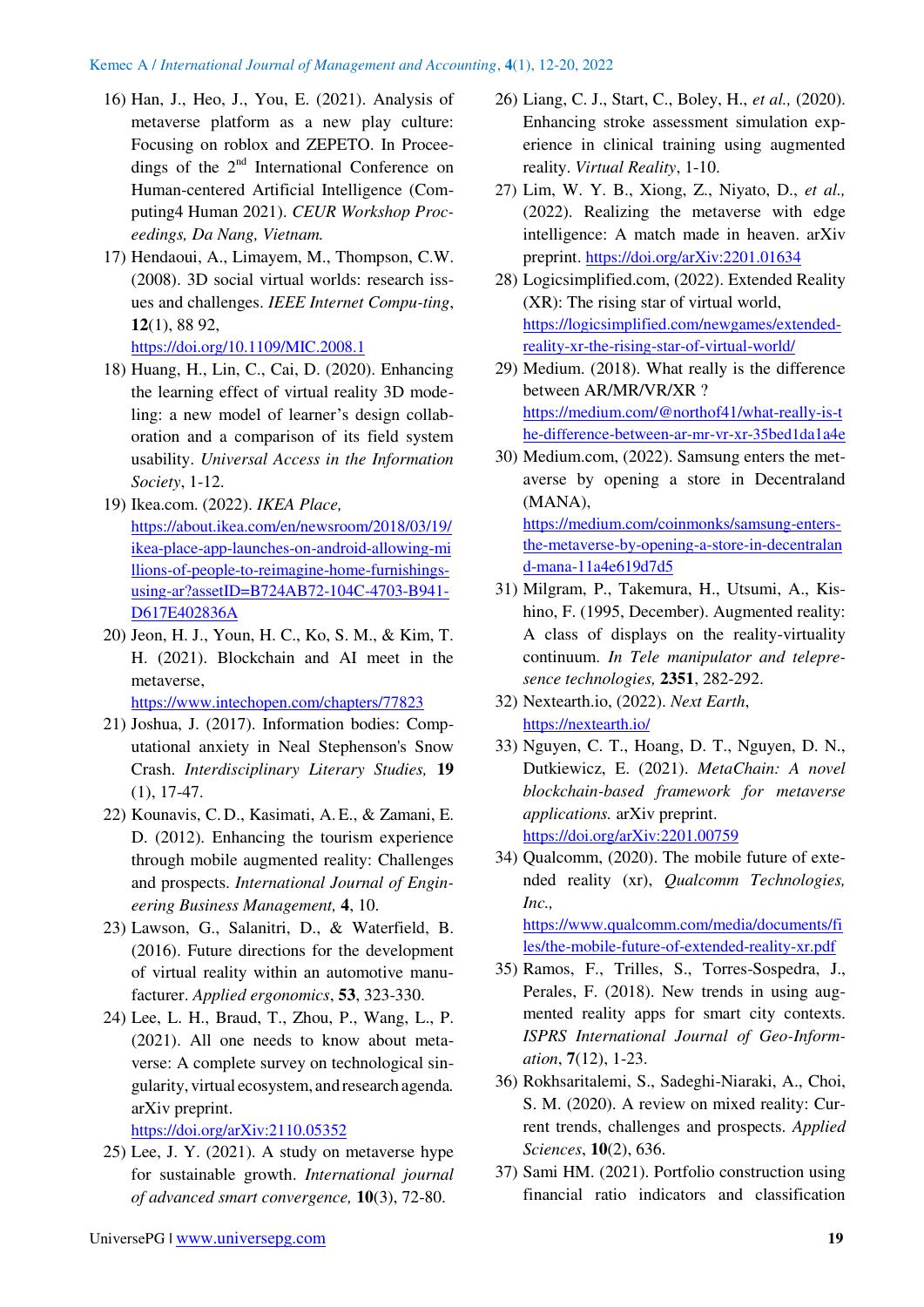16) Han, J., Heo, J., You, E. (2021). Analysis of metaverse platform as a new play culture: Focusing on roblox and ZEPETO. In Proceedings of the 2nd International Conference on Human-centered Artificial Intelligence (Computing4 Human 2021). *CEUR Workshop Proceedings, Da Nang, Vietnam.*
17) Hendaoui, A., Limayem, M., Thompson, C.W. (2008). 3D social virtual worlds: research issues and challenges. *IEEE Internet Compu-ting*, **12**(1), 88 92, https://doi.org/10.1109/MIC.2008.1
18) Huang, H., Lin, C., Cai, D. (2020). Enhancing the learning effect of virtual reality 3D modeling: a new model of learner's design collaboration and a comparison of its field system usability. *Universal Access in the Information Society*, 1-12.
19) Ikea.com. (2022). *IKEA Place,* https://about.ikea.com/en/newsroom/2018/03/19/ikea-place-app-launches-on-android-allowing-millions-of-people-to-reimagine-home-furnishings-using-ar?assetID=B724AB72-104C-4703-B941-D617E402836A
20) Jeon, H. J., Youn, H. C., Ko, S. M., & Kim, T. H. (2021). Blockchain and AI meet in the metaverse, https://www.intechopen.com/chapters/77823
21) Joshua, J. (2017). Information bodies: Computational anxiety in Neal Stephenson's Snow Crash. *Interdisciplinary Literary Studies,* **19** (1), 17-47.
22) Kounavis, C. D., Kasimati, A. E., & Zamani, E. D. (2012). Enhancing the tourism experience through mobile augmented reality: Challenges and prospects. *International Journal of Engineering Business Management,* **4**, 10.
23) Lawson, G., Salanitri, D., & Waterfield, B. (2016). Future directions for the development of virtual reality within an automotive manufacturer. *Applied ergonomics*, **53**, 323-330.
24) Lee, L. H., Braud, T., Zhou, P., Wang, L., P. (2021). All one needs to know about metaverse: A complete survey on technological singularity, virtual ecosystem, and research agenda. arXiv preprint. https://doi.org/arXiv:2110.05352
25) Lee, J. Y. (2021). A study on metaverse hype for sustainable growth. *International journal of advanced smart convergence,* **10**(3), 72-80.
26) Liang, C. J., Start, C., Boley, H., *et al.,* (2020). Enhancing stroke assessment simulation experience in clinical training using augmented reality. *Virtual Reality*, 1-10.
27) Lim, W. Y. B., Xiong, Z., Niyato, D., *et al.,* (2022). Realizing the metaverse with edge intelligence: A match made in heaven. arXiv preprint. https://doi.org/arXiv:2201.01634
28) Logicsimplified.com, (2022). Extended Reality (XR): The rising star of virtual world, https://logicsimplified.com/newgames/extended-reality-xr-the-rising-star-of-virtual-world/
29) Medium. (2018). What really is the difference between AR/MR/VR/XR ? https://medium.com/@northof41/what-really-is-the-difference-between-ar-mr-vr-xr-35bed1da1a4e
30) Medium.com, (2022). Samsung enters the metaverse by opening a store in Decentraland (MANA), https://medium.com/coinmonks/samsung-enters-the-metaverse-by-opening-a-store-in-decentraland-mana-11a4e619d7d5
31) Milgram, P., Takemura, H., Utsumi, A., Kishino, F. (1995, December). Augmented reality: A class of displays on the reality-virtuality continuum. *In Tele manipulator and telepresence technologies,* **2351**, 282-292.
32) Nextearth.io, (2022). *Next Earth*, https://nextearth.io/
33) Nguyen, C. T., Hoang, D. T., Nguyen, D. N., Dutkiewicz, E. (2021). *MetaChain: A novel blockchain-based framework for metaverse applications.* arXiv preprint. https://doi.org/arXiv:2201.00759
34) Qualcomm, (2020). The mobile future of extended reality (xr), *Qualcomm Technologies, Inc.,* https://www.qualcomm.com/media/documents/files/the-mobile-future-of-extended-reality-xr.pdf
35) Ramos, F., Trilles, S., Torres-Sospedra, J., Perales, F. (2018). New trends in using augmented reality apps for smart city contexts. *ISPRS International Journal of Geo-Information*, **7**(12), 1-23.
36) Rokhsaritalemi, S., Sadeghi-Niaraki, A., Choi, S. M. (2020). A review on mixed reality: Current trends, challenges and prospects. *Applied Sciences*, **10**(2), 636.
37) Sami HM. (2021). Portfolio construction using financial ratio indicators and classification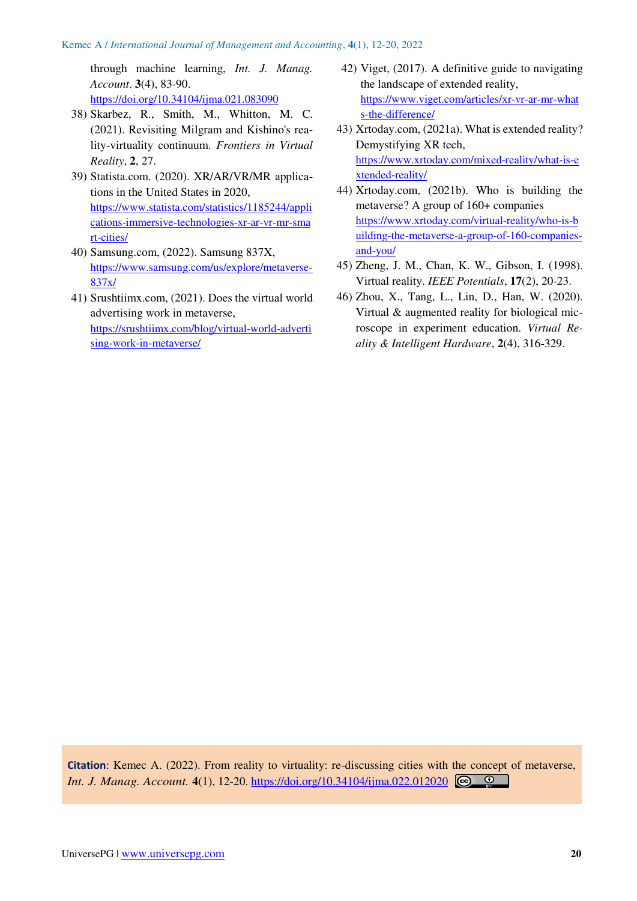through machine learning, *Int. J. Manag. Account*. **3**(4), 83-90. https://doi.org/10.34104/ijma.021.083090

38) Skarbez, R., Smith, M., Whitton, M. C. (2021). Revisiting Milgram and Kishino's reality-virtuality continuum. *Frontiers in Virtual Reality*, **2**, 27.

39) Statista.com. (2020). XR/AR/VR/MR applications in the United States in 2020, https://www.statista.com/statistics/1185244/applications-immersive-technologies-xr-ar-vr-mr-smart-cities/

40) Samsung.com, (2022). Samsung 837X, https://www.samsung.com/us/explore/metaverse-837x/

41) Srushtiimx.com, (2021). Does the virtual world advertising work in metaverse, https://srushtiimx.com/blog/virtual-world-advertising-work-in-metaverse/

42) Viget, (2017). A definitive guide to navigating the landscape of extended reality, https://www.viget.com/articles/xr-vr-ar-mr-whats-the-difference/

43) Xrtoday.com, (2021a). What is extended reality? Demystifying XR tech, https://www.xrtoday.com/mixed-reality/what-is-extended-reality/

44) Xrtoday.com, (2021b). Who is building the metaverse? A group of 160+ companies https://www.xrtoday.com/virtual-reality/who-is-building-the-metaverse-a-group-of-160-companies-and-you/

45) Zheng, J. M., Chan, K. W., Gibson, I. (1998). Virtual reality. *IEEE Potentials*, **17**(2), 20-23.

46) Zhou, X., Tang, L., Lin, D., Han, W. (2020). Virtual & augmented reality for biological microscope in experiment education. *Virtual Reality & Intelligent Hardware*, **2**(4), 316-329.

**Citation**: Kemec A. (2022). From reality to virtuality: re-discussing cities with the concept of metaverse, *Int. J. Manag. Account.* **4**(1), 12-20. https://doi.org/10.34104/ijma.022.012020